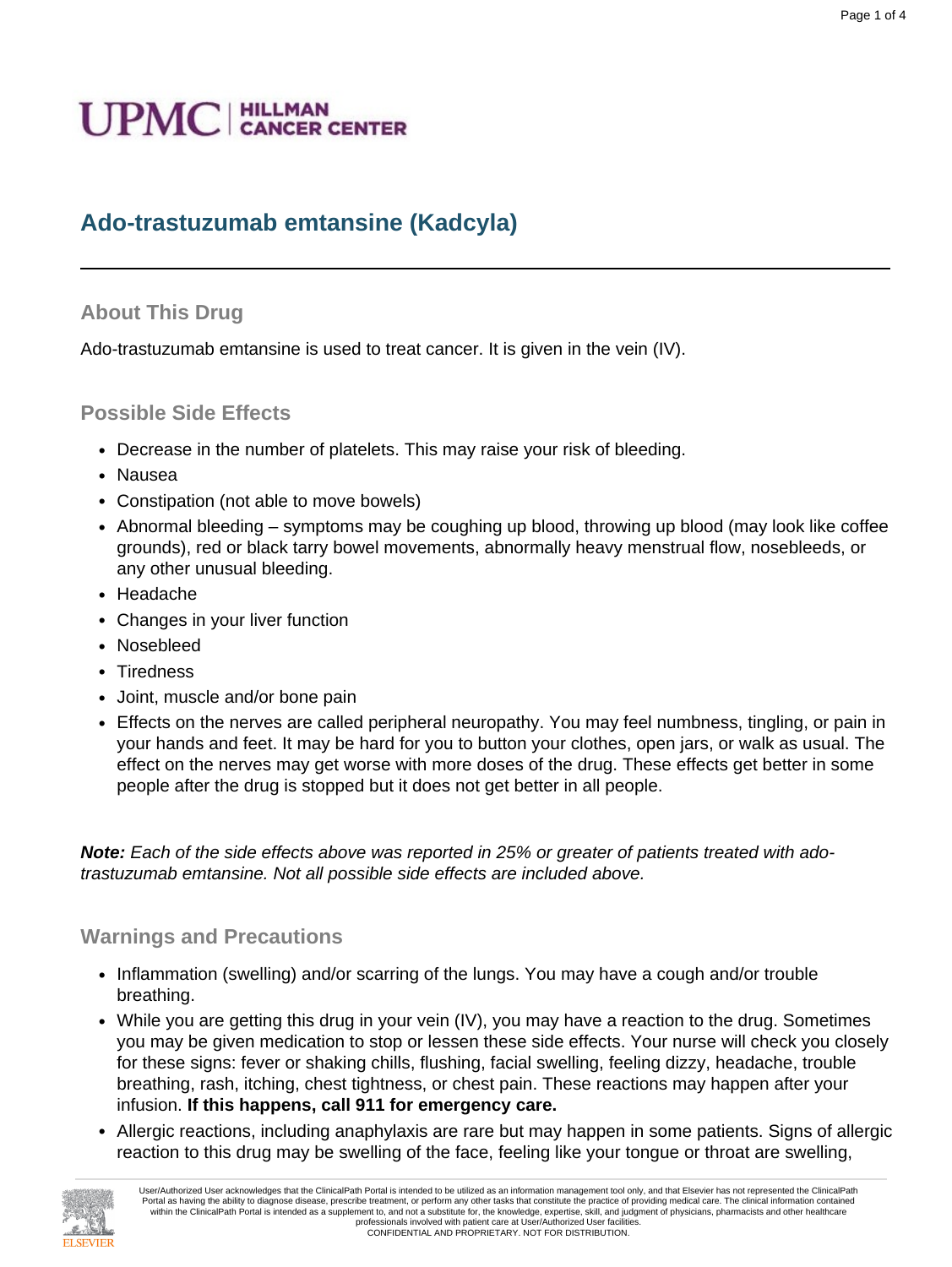UPMC | HILLMAN CANCER CENTER

# Ado-trastuzumab emtansine (Kadcyla)

## About This Drug

Ado-trastuzumab emtansine is used to treat cancer. It is given in the vein (IV).

## Possible Side Effects

- Decrease in the number of platelets. This may raise your risk of bleeding.
- Nausea
- Constipation (not able to move bowels)
- Abnormal bleeding – symptoms may be coughing up blood, throwing up blood (may look like coffee grounds), red or black tarry bowel movements, abnormally heavy menstrual flow, nosebleeds, or any other unusual bleeding.
- Headache
- Changes in your liver function
- Nosebleed
- Tiredness
- Joint, muscle and/or bone pain
- Effects on the nerves are called peripheral neuropathy. You may feel numbness, tingling, or pain in your hands and feet. It may be hard for you to button your clothes, open jars, or walk as usual. The effect on the nerves may get worse with more doses of the drug. These effects get better in some people after the drug is stopped but it does not get better in all people.

***Note:*** *Each of the side effects above was reported in 25% or greater of patients treated with ado-trastuzumab emtansine. Not all possible side effects are included above.*

## Warnings and Precautions

- Inflammation (swelling) and/or scarring of the lungs. You may have a cough and/or trouble breathing.
- While you are getting this drug in your vein (IV), you may have a reaction to the drug. Sometimes you may be given medication to stop or lessen these side effects. Your nurse will check you closely for these signs: fever or shaking chills, flushing, facial swelling, feeling dizzy, headache, trouble breathing, rash, itching, chest tightness, or chest pain. These reactions may happen after your infusion. **If this happens, call 911 for emergency care.**
- Allergic reactions, including anaphylaxis are rare but may happen in some patients. Signs of allergic reaction to this drug may be swelling of the face, feeling like your tongue or throat are swelling,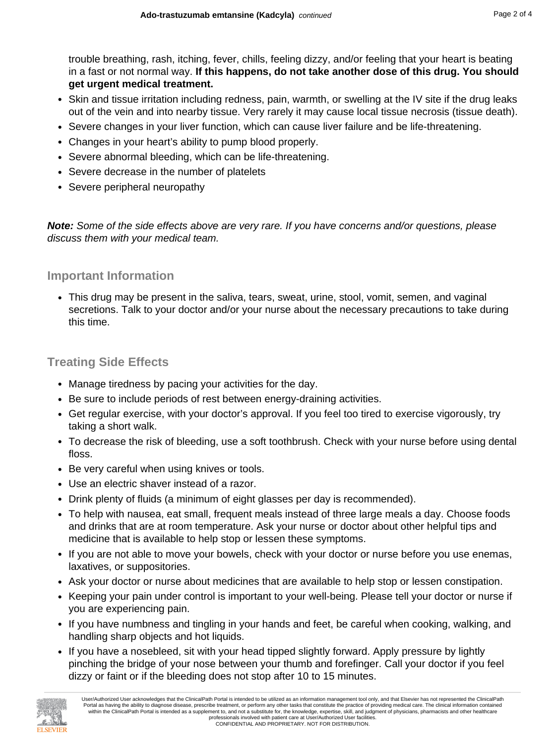trouble breathing, rash, itching, fever, chills, feeling dizzy, and/or feeling that your heart is beating in a fast or not normal way. **If this happens, do not take another dose of this drug. You should get urgent medical treatment.**

- Skin and tissue irritation including redness, pain, warmth, or swelling at the IV site if the drug leaks out of the vein and into nearby tissue. Very rarely it may cause local tissue necrosis (tissue death).
- Severe changes in your liver function, which can cause liver failure and be life-threatening.
- Changes in your heart's ability to pump blood properly.
- Severe abnormal bleeding, which can be life-threatening.
- Severe decrease in the number of platelets
- Severe peripheral neuropathy

***Note:*** *Some of the side effects above are very rare. If you have concerns and/or questions, please discuss them with your medical team.*

## Important Information

- This drug may be present in the saliva, tears, sweat, urine, stool, vomit, semen, and vaginal secretions. Talk to your doctor and/or your nurse about the necessary precautions to take during this time.

## Treating Side Effects

- Manage tiredness by pacing your activities for the day.
- Be sure to include periods of rest between energy-draining activities.
- Get regular exercise, with your doctor's approval. If you feel too tired to exercise vigorously, try taking a short walk.
- To decrease the risk of bleeding, use a soft toothbrush. Check with your nurse before using dental floss.
- Be very careful when using knives or tools.
- Use an electric shaver instead of a razor.
- Drink plenty of fluids (a minimum of eight glasses per day is recommended).
- To help with nausea, eat small, frequent meals instead of three large meals a day. Choose foods and drinks that are at room temperature. Ask your nurse or doctor about other helpful tips and medicine that is available to help stop or lessen these symptoms.
- If you are not able to move your bowels, check with your doctor or nurse before you use enemas, laxatives, or suppositories.
- Ask your doctor or nurse about medicines that are available to help stop or lessen constipation.
- Keeping your pain under control is important to your well-being. Please tell your doctor or nurse if you are experiencing pain.
- If you have numbness and tingling in your hands and feet, be careful when cooking, walking, and handling sharp objects and hot liquids.
- If you have a nosebleed, sit with your head tipped slightly forward. Apply pressure by lightly pinching the bridge of your nose between your thumb and forefinger. Call your doctor if you feel dizzy or faint or if the bleeding does not stop after 10 to 15 minutes.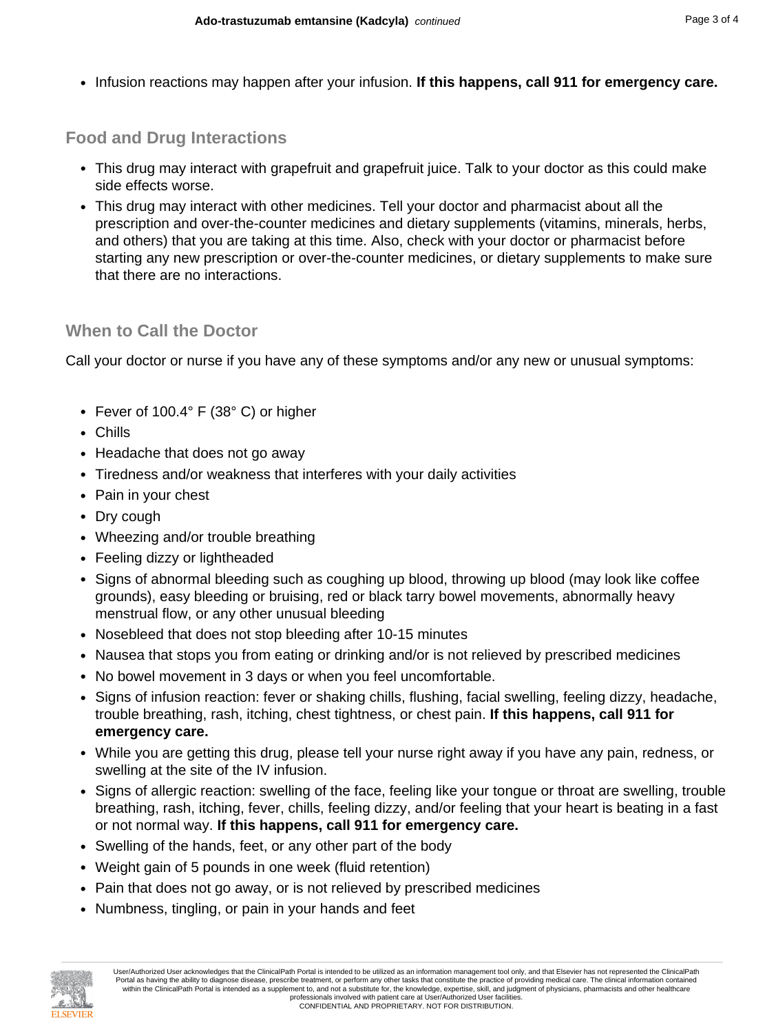- Infusion reactions may happen after your infusion. **If this happens, call 911 for emergency care.**

## Food and Drug Interactions

- This drug may interact with grapefruit and grapefruit juice. Talk to your doctor as this could make side effects worse.
- This drug may interact with other medicines. Tell your doctor and pharmacist about all the prescription and over-the-counter medicines and dietary supplements (vitamins, minerals, herbs, and others) that you are taking at this time. Also, check with your doctor or pharmacist before starting any new prescription or over-the-counter medicines, or dietary supplements to make sure that there are no interactions.

## When to Call the Doctor

Call your doctor or nurse if you have any of these symptoms and/or any new or unusual symptoms:

- Fever of 100.4° F (38° C) or higher
- Chills
- Headache that does not go away
- Tiredness and/or weakness that interferes with your daily activities
- Pain in your chest
- Dry cough
- Wheezing and/or trouble breathing
- Feeling dizzy or lightheaded
- Signs of abnormal bleeding such as coughing up blood, throwing up blood (may look like coffee grounds), easy bleeding or bruising, red or black tarry bowel movements, abnormally heavy menstrual flow, or any other unusual bleeding
- Nosebleed that does not stop bleeding after 10-15 minutes
- Nausea that stops you from eating or drinking and/or is not relieved by prescribed medicines
- No bowel movement in 3 days or when you feel uncomfortable.
- Signs of infusion reaction: fever or shaking chills, flushing, facial swelling, feeling dizzy, headache, trouble breathing, rash, itching, chest tightness, or chest pain. **If this happens, call 911 for emergency care.**
- While you are getting this drug, please tell your nurse right away if you have any pain, redness, or swelling at the site of the IV infusion.
- Signs of allergic reaction: swelling of the face, feeling like your tongue or throat are swelling, trouble breathing, rash, itching, fever, chills, feeling dizzy, and/or feeling that your heart is beating in a fast or not normal way. **If this happens, call 911 for emergency care.**
- Swelling of the hands, feet, or any other part of the body
- Weight gain of 5 pounds in one week (fluid retention)
- Pain that does not go away, or is not relieved by prescribed medicines
- Numbness, tingling, or pain in your hands and feet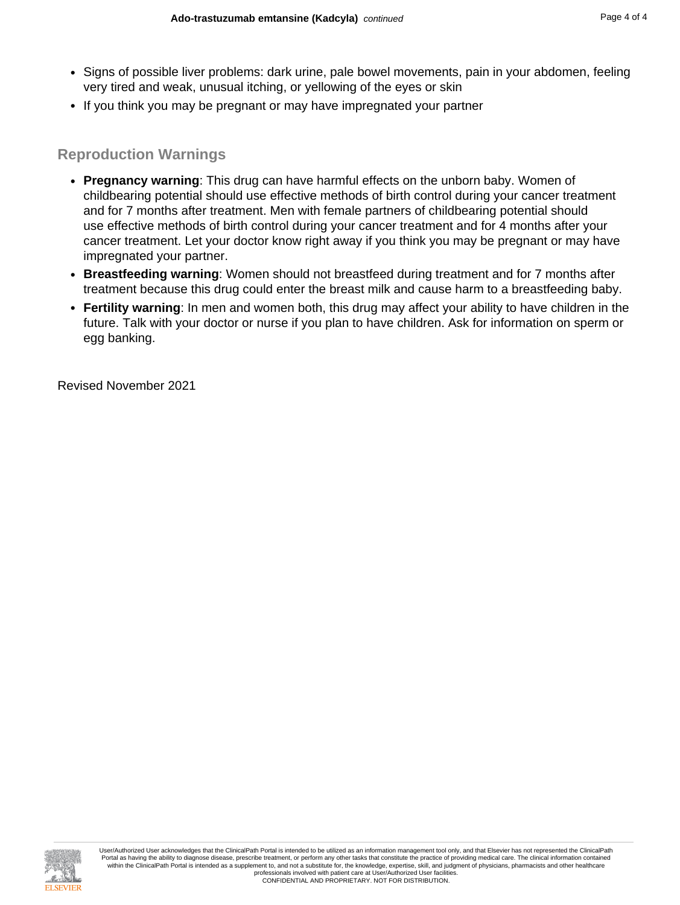- Signs of possible liver problems: dark urine, pale bowel movements, pain in your abdomen, feeling very tired and weak, unusual itching, or yellowing of the eyes or skin
- If you think you may be pregnant or may have impregnated your partner

## Reproduction Warnings

- **Pregnancy warning**: This drug can have harmful effects on the unborn baby. Women of childbearing potential should use effective methods of birth control during your cancer treatment and for 7 months after treatment. Men with female partners of childbearing potential should use effective methods of birth control during your cancer treatment and for 4 months after your cancer treatment. Let your doctor know right away if you think you may be pregnant or may have impregnated your partner.
- **Breastfeeding warning**: Women should not breastfeed during treatment and for 7 months after treatment because this drug could enter the breast milk and cause harm to a breastfeeding baby.
- **Fertility warning**: In men and women both, this drug may affect your ability to have children in the future. Talk with your doctor or nurse if you plan to have children. Ask for information on sperm or egg banking.

Revised November 2021